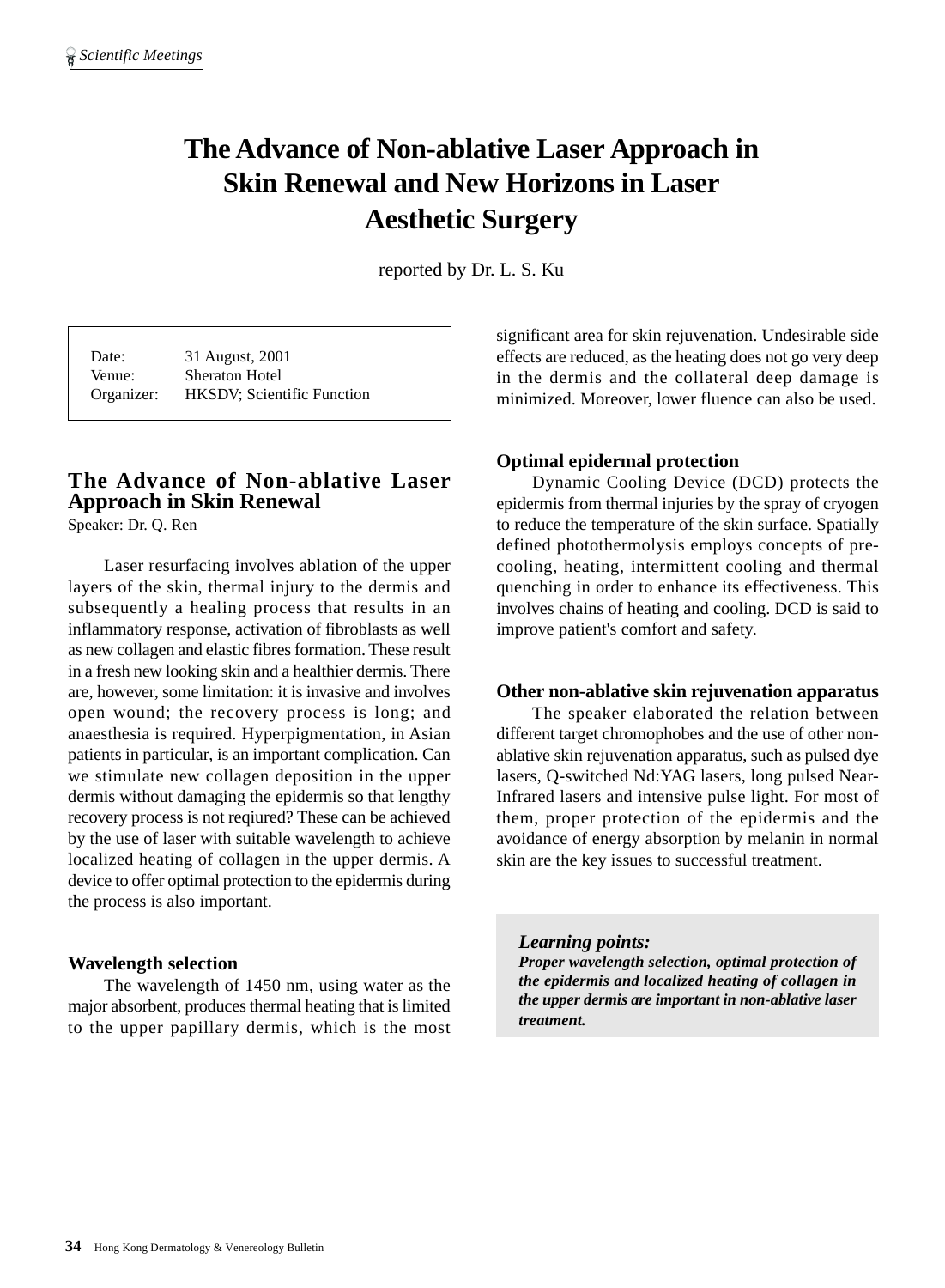# The Advance of Non-ablative Laser Approach in Skin Renewal and New Horizons in Laser Aesthetic Surgery

reported by Dr. L. S. Ku

| | |
|---|---|
| Date: | 31 August, 2001 |
| Venue: | Sheraton Hotel |
| Organizer: | HKSDV; Scientific Function |

## The Advance of Non-ablative Laser Approach in Skin Renewal

Speaker: Dr. Q. Ren

Laser resurfacing involves ablation of the upper layers of the skin, thermal injury to the dermis and subsequently a healing process that results in an inflammatory response, activation of fibroblasts as well as new collagen and elastic fibres formation. These result in a fresh new looking skin and a healthier dermis. There are, however, some limitation: it is invasive and involves open wound; the recovery process is long; and anaesthesia is required. Hyperpigmentation, in Asian patients in particular, is an important complication. Can we stimulate new collagen deposition in the upper dermis without damaging the epidermis so that lengthy recovery process is not reqiured? These can be achieved by the use of laser with suitable wavelength to achieve localized heating of collagen in the upper dermis. A device to offer optimal protection to the epidermis during the process is also important.

### Wavelength selection

The wavelength of 1450 nm, using water as the major absorbent, produces thermal heating that is limited to the upper papillary dermis, which is the most significant area for skin rejuvenation. Undesirable side effects are reduced, as the heating does not go very deep in the dermis and the collateral deep damage is minimized. Moreover, lower fluence can also be used.

### Optimal epidermal protection

Dynamic Cooling Device (DCD) protects the epidermis from thermal injuries by the spray of cryogen to reduce the temperature of the skin surface. Spatially defined photothermolysis employs concepts of pre-cooling, heating, intermittent cooling and thermal quenching in order to enhance its effectiveness. This involves chains of heating and cooling. DCD is said to improve patient's comfort and safety.

### Other non-ablative skin rejuvenation apparatus

The speaker elaborated the relation between different target chromophobes and the use of other non-ablative skin rejuvenation apparatus, such as pulsed dye lasers, Q-switched Nd:YAG lasers, long pulsed Near-Infrared lasers and intensive pulse light. For most of them, proper protection of the epidermis and the avoidance of energy absorption by melanin in normal skin are the key issues to successful treatment.

> ***Learning points:***
> ***Proper wavelength selection, optimal protection of the epidermis and localized heating of collagen in the upper dermis are important in non-ablative laser treatment.***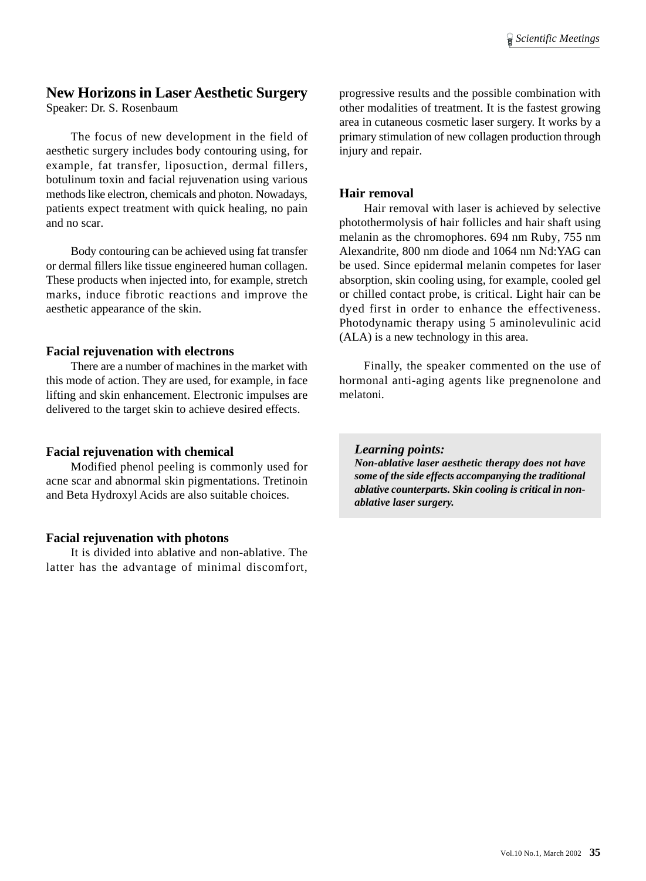## New Horizons in Laser Aesthetic Surgery

Speaker: Dr. S. Rosenbaum

The focus of new development in the field of aesthetic surgery includes body contouring using, for example, fat transfer, liposuction, dermal fillers, botulinum toxin and facial rejuvenation using various methods like electron, chemicals and photon. Nowadays, patients expect treatment with quick healing, no pain and no scar.

Body contouring can be achieved using fat transfer or dermal fillers like tissue engineered human collagen. These products when injected into, for example, stretch marks, induce fibrotic reactions and improve the aesthetic appearance of the skin.

### Facial rejuvenation with electrons

There are a number of machines in the market with this mode of action. They are used, for example, in face lifting and skin enhancement. Electronic impulses are delivered to the target skin to achieve desired effects.

### Facial rejuvenation with chemical

Modified phenol peeling is commonly used for acne scar and abnormal skin pigmentations. Tretinoin and Beta Hydroxyl Acids are also suitable choices.

### Facial rejuvenation with photons

It is divided into ablative and non-ablative. The latter has the advantage of minimal discomfort, progressive results and the possible combination with other modalities of treatment. It is the fastest growing area in cutaneous cosmetic laser surgery. It works by a primary stimulation of new collagen production through injury and repair.

### Hair removal

Hair removal with laser is achieved by selective photothermolysis of hair follicles and hair shaft using melanin as the chromophores. 694 nm Ruby, 755 nm Alexandrite, 800 nm diode and 1064 nm Nd:YAG can be used. Since epidermal melanin competes for laser absorption, skin cooling using, for example, cooled gel or chilled contact probe, is critical. Light hair can be dyed first in order to enhance the effectiveness. Photodynamic therapy using 5 aminolevulinic acid (ALA) is a new technology in this area.

Finally, the speaker commented on the use of hormonal anti-aging agents like pregnenolone and melatoni.

***Learning points:***

***Non-ablative laser aesthetic therapy does not have some of the side effects accompanying the traditional ablative counterparts. Skin cooling is critical in non-ablative laser surgery.***